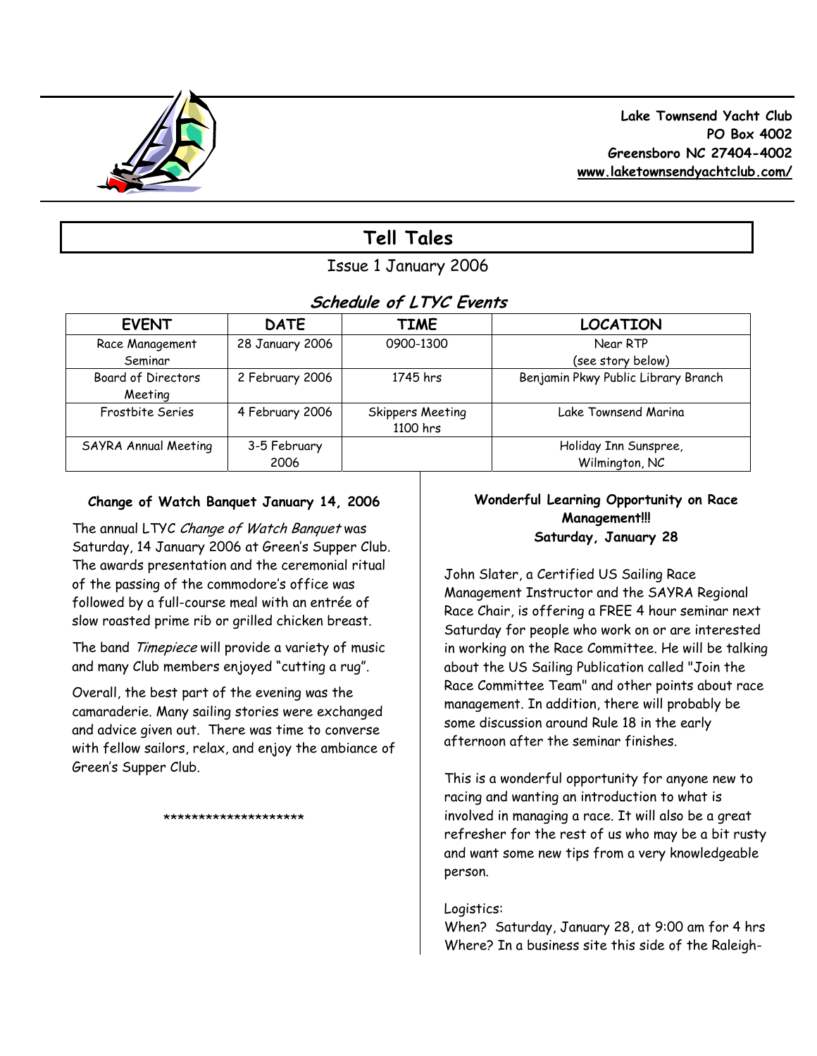**Lake Townsend Yacht Club**
**PO Box 4002**
**Greensboro NC 27404-4002**
**www.laketownsendyachtclub.com/**

# Tell Tales

Issue 1 January 2006

## *Schedule of LTYC Events*

| EVENT | DATE | TIME | LOCATION |
|---|---|---|---|
| Race Management Seminar | 28 January 2006 | 0900-1300 | Near RTP (see story below) |
| Board of Directors Meeting | 2 February 2006 | 1745 hrs | Benjamin Pkwy Public Library Branch |
| Frostbite Series | 4 February 2006 | Skippers Meeting 1100 hrs | Lake Townsend Marina |
| SAYRA Annual Meeting | 3-5 February 2006 | | Holiday Inn Sunspree, Wilmington, NC |

### Change of Watch Banquet January 14, 2006

The annual LTYC *Change of Watch Banquet* was Saturday, 14 January 2006 at Green's Supper Club. The awards presentation and the ceremonial ritual of the passing of the commodore's office was followed by a full-course meal with an entrée of slow roasted prime rib or grilled chicken breast.

The band *Timepiece* will provide a variety of music and many Club members enjoyed "cutting a rug".

Overall, the best part of the evening was the camaraderie. Many sailing stories were exchanged and advice given out. There was time to converse with fellow sailors, relax, and enjoy the ambiance of Green's Supper Club.

********************

### Wonderful Learning Opportunity on Race Management!!! Saturday, January 28

John Slater, a Certified US Sailing Race Management Instructor and the SAYRA Regional Race Chair, is offering a FREE 4 hour seminar next Saturday for people who work on or are interested in working on the Race Committee. He will be talking about the US Sailing Publication called "Join the Race Committee Team" and other points about race management. In addition, there will probably be some discussion around Rule 18 in the early afternoon after the seminar finishes.

This is a wonderful opportunity for anyone new to racing and wanting an introduction to what is involved in managing a race. It will also be a great refresher for the rest of us who may be a bit rusty and want some new tips from a very knowledgeable person.

Logistics:
When? Saturday, January 28, at 9:00 am for 4 hrs
Where? In a business site this side of the Raleigh-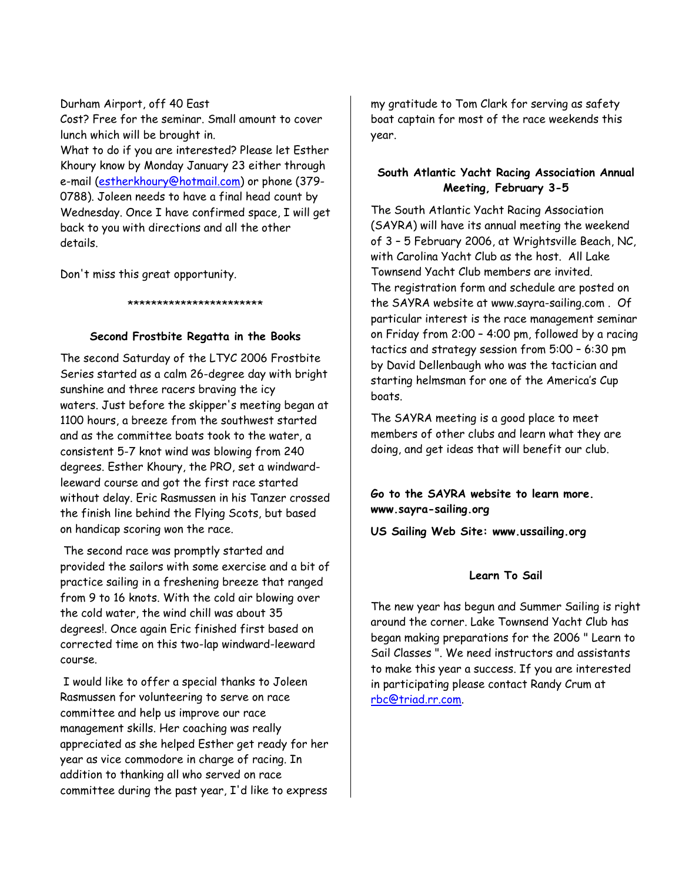Durham Airport, off 40 East

Cost? Free for the seminar. Small amount to cover lunch which will be brought in.

What to do if you are interested? Please let Esther Khoury know by Monday January 23 either through e-mail (estherkhoury@hotmail.com) or phone (379-0788). Joleen needs to have a final head count by Wednesday. Once I have confirmed space, I will get back to you with directions and all the other details.

Don't miss this great opportunity.

***********************

### Second Frostbite Regatta in the Books

The second Saturday of the LTYC 2006 Frostbite Series started as a calm 26-degree day with bright sunshine and three racers braving the icy waters. Just before the skipper's meeting began at 1100 hours, a breeze from the southwest started and as the committee boats took to the water, a consistent 5-7 knot wind was blowing from 240 degrees. Esther Khoury, the PRO, set a windward-leeward course and got the first race started without delay. Eric Rasmussen in his Tanzer crossed the finish line behind the Flying Scots, but based on handicap scoring won the race.

The second race was promptly started and provided the sailors with some exercise and a bit of practice sailing in a freshening breeze that ranged from 9 to 16 knots. With the cold air blowing over the cold water, the wind chill was about 35 degrees!. Once again Eric finished first based on corrected time on this two-lap windward-leeward course.

I would like to offer a special thanks to Joleen Rasmussen for volunteering to serve on race committee and help us improve our race management skills. Her coaching was really appreciated as she helped Esther get ready for her year as vice commodore in charge of racing. In addition to thanking all who served on race committee during the past year, I'd like to express my gratitude to Tom Clark for serving as safety boat captain for most of the race weekends this year.

### South Atlantic Yacht Racing Association Annual Meeting, February 3-5

The South Atlantic Yacht Racing Association (SAYRA) will have its annual meeting the weekend of 3 – 5 February 2006, at Wrightsville Beach, NC, with Carolina Yacht Club as the host. All Lake Townsend Yacht Club members are invited.

The registration form and schedule are posted on the SAYRA website at www.sayra-sailing.com . Of particular interest is the race management seminar on Friday from 2:00 – 4:00 pm, followed by a racing tactics and strategy session from 5:00 – 6:30 pm by David Dellenbaugh who was the tactician and starting helmsman for one of the America's Cup boats.

The SAYRA meeting is a good place to meet members of other clubs and learn what they are doing, and get ideas that will benefit our club.

**Go to the SAYRA website to learn more. www.sayra-sailing.org**

**US Sailing Web Site: www.ussailing.org**

### Learn To Sail

The new year has begun and Summer Sailing is right around the corner. Lake Townsend Yacht Club has began making preparations for the 2006 " Learn to Sail Classes ". We need instructors and assistants to make this year a success. If you are interested in participating please contact Randy Crum at rbc@triad.rr.com.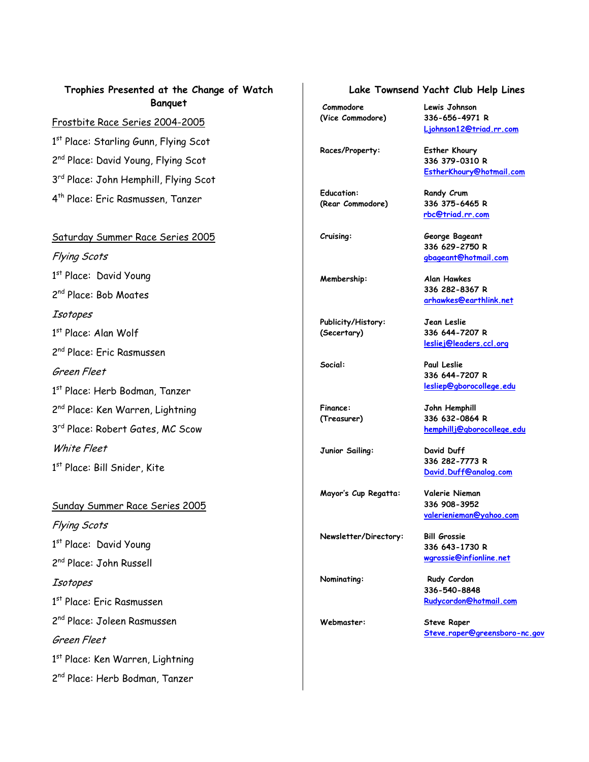## Trophies Presented at the Change of Watch Banquet

Frostbite Race Series 2004-2005

1st Place: Starling Gunn, Flying Scot

2nd Place: David Young, Flying Scot

3rd Place: John Hemphill, Flying Scot

4th Place: Eric Rasmussen, Tanzer

Saturday Summer Race Series 2005

*Flying Scots*

1st Place: David Young

2nd Place: Bob Moates

*Isotopes*

1st Place: Alan Wolf

2nd Place: Eric Rasmussen

*Green Fleet*

1st Place: Herb Bodman, Tanzer

2nd Place: Ken Warren, Lightning

3rd Place: Robert Gates, MC Scow

*White Fleet*

1st Place: Bill Snider, Kite

Sunday Summer Race Series 2005

*Flying Scots*

1st Place: David Young

2nd Place: John Russell

*Isotopes*

1st Place: Eric Rasmussen

2nd Place: Joleen Rasmussen

*Green Fleet*

1st Place: Ken Warren, Lightning

2nd Place: Herb Bodman, Tanzer

## Lake Townsend Yacht Club Help Lines

| | |
|---|---|
| **Commodore (Vice Commodore)** | **Lewis Johnson**<br>**336-656-4971 R**<br>**Ljohnson12@triad.rr.com** |
| **Races/Property:** | **Esther Khoury**<br>**336 379-0310 R**<br>**EstherKhoury@hotmail.com** |
| **Education: (Rear Commodore)** | **Randy Crum**<br>**336 375-6465 R**<br>**rbc@triad.rr.com** |
| **Cruising:** | **George Bageant**<br>**336 629-2750 R**<br>**gbageant@hotmail.com** |
| **Membership:** | **Alan Hawkes**<br>**336 282-8367 R**<br>**arhawkes@earthlink.net** |
| **Publicity/History: (Secertary)** | **Jean Leslie**<br>**336 644-7207 R**<br>**lesliej@leaders.ccl.org** |
| **Social:** | **Paul Leslie**<br>**336 644-7207 R**<br>**lesliep@gborocollege.edu** |
| **Finance: (Treasurer)** | **John Hemphill**<br>**336 632-0864 R**<br>**hemphillj@gborocollege.edu** |
| **Junior Sailing:** | **David Duff**<br>**336 282-7773 R**<br>**David.Duff@analog.com** |
| **Mayor's Cup Regatta:** | **Valerie Nieman**<br>**336 908-3952**<br>**valerienieman@yahoo.com** |
| **Newsletter/Directory:** | **Bill Grossie**<br>**336 643-1730 R**<br>**wgrossie@infionline.net** |
| **Nominating:** | **Rudy Cordon**<br>**336-540-8848**<br>**Rudycordon@hotmail.com** |
| **Webmaster:** | **Steve Raper**<br>**Steve.raper@greensboro-nc.gov** |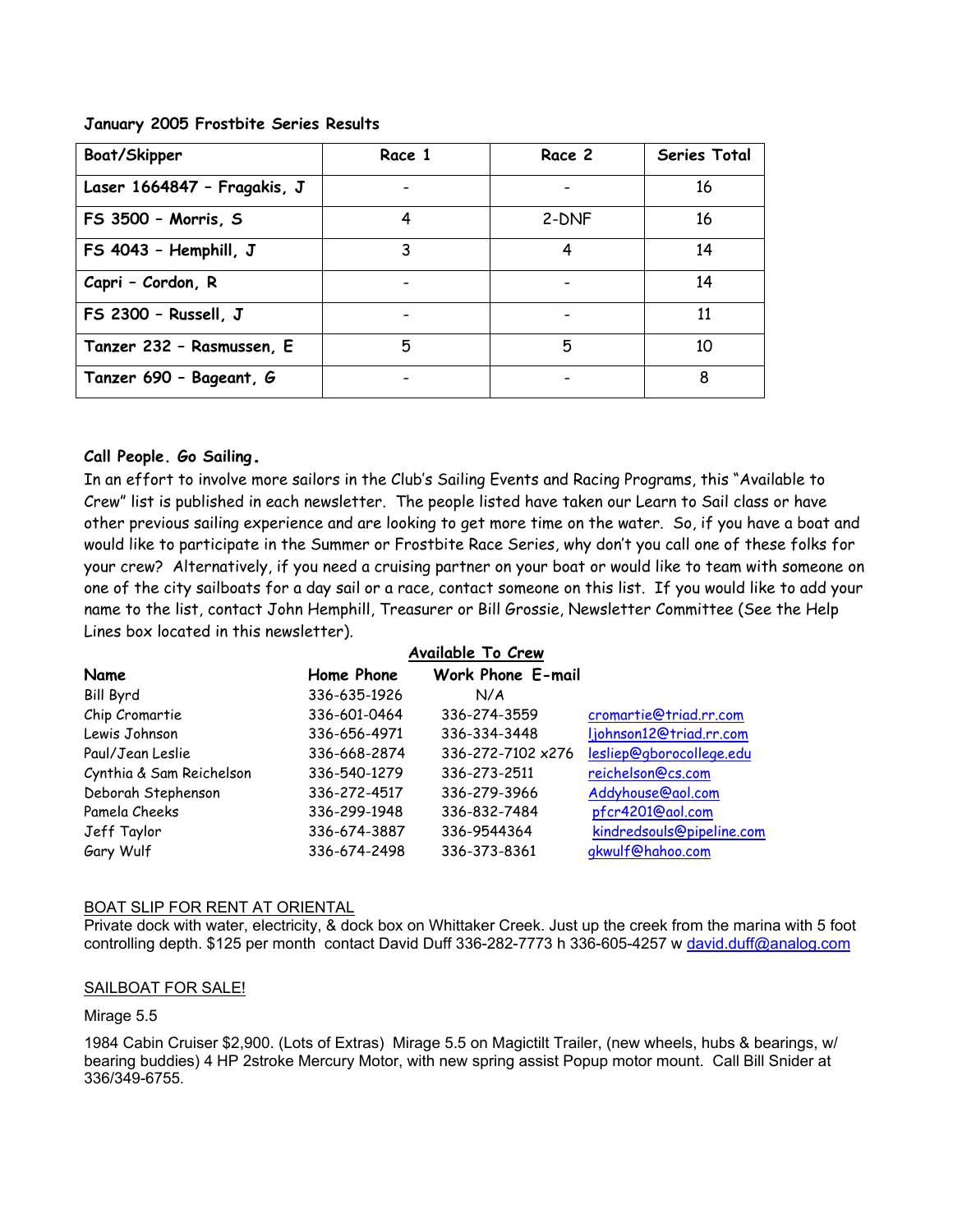**January 2005 Frostbite Series Results**

| Boat/Skipper | Race 1 | Race 2 | Series Total |
|---|---|---|---|
| Laser 1664847 – Fragakis, J | - | - | 16 |
| FS 3500 – Morris, S | 4 | 2-DNF | 16 |
| FS 4043 – Hemphill, J | 3 | 4 | 14 |
| Capri – Cordon, R | - | - | 14 |
| FS 2300 – Russell, J | - | - | 11 |
| Tanzer 232 – Rasmussen, E | 5 | 5 | 10 |
| Tanzer 690 – Bageant, G | - | - | 8 |

**Call People. Go Sailing.**

In an effort to involve more sailors in the Club's Sailing Events and Racing Programs, this "Available to Crew" list is published in each newsletter. The people listed have taken our Learn to Sail class or have other previous sailing experience and are looking to get more time on the water. So, if you have a boat and would like to participate in the Summer or Frostbite Race Series, why don't you call one of these folks for your crew? Alternatively, if you need a cruising partner on your boat or would like to team with someone on one of the city sailboats for a day sail or a race, contact someone on this list. If you would like to add your name to the list, contact John Hemphill, Treasurer or Bill Grossie, Newsletter Committee (See the Help Lines box located in this newsletter).

**Available To Crew**

| Name | Home Phone | Work Phone | E-mail |
|---|---|---|---|
| Bill Byrd | 336-635-1926 | N/A | |
| Chip Cromartie | 336-601-0464 | 336-274-3559 | cromartie@triad.rr.com |
| Lewis Johnson | 336-656-4971 | 336-334-3448 | ljohnson12@triad.rr.com |
| Paul/Jean Leslie | 336-668-2874 | 336-272-7102 x276 | lesliep@gborocollege.edu |
| Cynthia & Sam Reichelson | 336-540-1279 | 336-273-2511 | reichelson@cs.com |
| Deborah Stephenson | 336-272-4517 | 336-279-3966 | Addyhouse@aol.com |
| Pamela Cheeks | 336-299-1948 | 336-832-7484 | pfcr4201@aol.com |
| Jeff Taylor | 336-674-3887 | 336-9544364 | kindredsouls@pipeline.com |
| Gary Wulf | 336-674-2498 | 336-373-8361 | gkwulf@hahoo.com |

BOAT SLIP FOR RENT AT ORIENTAL

Private dock with water, electricity, & dock box on Whittaker Creek. Just up the creek from the marina with 5 foot controlling depth. $125 per month contact David Duff 336-282-7773 h 336-605-4257 w david.duff@analog.com

SAILBOAT FOR SALE!

Mirage 5.5

1984 Cabin Cruiser $2,900. (Lots of Extras) Mirage 5.5 on Magictilt Trailer, (new wheels, hubs & bearings, w/ bearing buddies) 4 HP 2stroke Mercury Motor, with new spring assist Popup motor mount. Call Bill Snider at 336/349-6755.